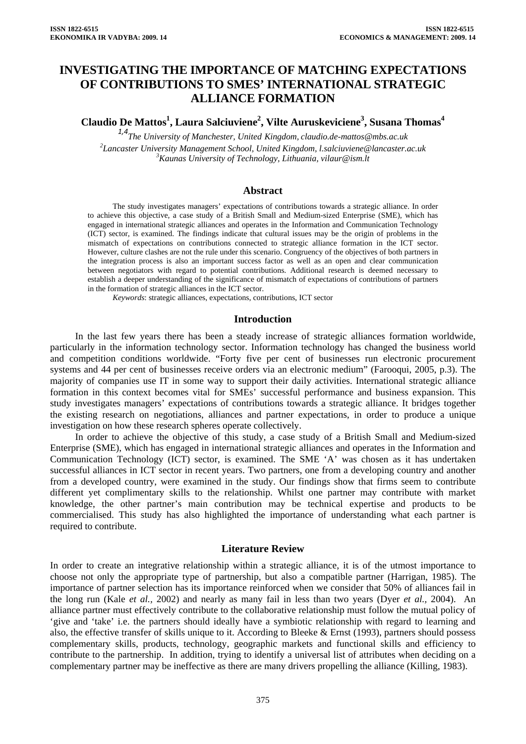# INVESTIGATING THE IMPORTANCE OF MATCHING EXPECTATIONS OF CONTRIBUTIONS TO SMES' INTERNATIONAL STRATEGIC ALLIANCE FORMATION

**Claudio De Mattos[1], Laura Salciuviene[2], Vilte Auruskeviciene[3], Susana Thomas[4]**

[1,4]*The University of Manchester, United Kingdom, claudio.de-mattos@mbs.ac.uk*
[2]*Lancaster University Management School, United Kingdom, l.salciuviene@lancaster.ac.uk*
[3]*Kaunas University of Technology, Lithuania, vilaur@ism.lt*

## Abstract

The study investigates managers' expectations of contributions towards a strategic alliance. In order to achieve this objective, a case study of a British Small and Medium-sized Enterprise (SME), which has engaged in international strategic alliances and operates in the Information and Communication Technology (ICT) sector, is examined. The findings indicate that cultural issues may be the origin of problems in the mismatch of expectations on contributions connected to strategic alliance formation in the ICT sector. However, culture clashes are not the rule under this scenario. Congruency of the objectives of both partners in the integration process is also an important success factor as well as an open and clear communication between negotiators with regard to potential contributions. Additional research is deemed necessary to establish a deeper understanding of the significance of mismatch of expectations of contributions of partners in the formation of strategic alliances in the ICT sector.

*Keywords*: strategic alliances, expectations, contributions, ICT sector

## Introduction

In the last few years there has been a steady increase of strategic alliances formation worldwide, particularly in the information technology sector. Information technology has changed the business world and competition conditions worldwide. "Forty five per cent of businesses run electronic procurement systems and 44 per cent of businesses receive orders via an electronic medium" (Farooqui, 2005, p.3). The majority of companies use IT in some way to support their daily activities. International strategic alliance formation in this context becomes vital for SMEs' successful performance and business expansion. This study investigates managers' expectations of contributions towards a strategic alliance. It bridges together the existing research on negotiations, alliances and partner expectations, in order to produce a unique investigation on how these research spheres operate collectively.

In order to achieve the objective of this study, a case study of a British Small and Medium-sized Enterprise (SME), which has engaged in international strategic alliances and operates in the Information and Communication Technology (ICT) sector, is examined. The SME 'A' was chosen as it has undertaken successful alliances in ICT sector in recent years. Two partners, one from a developing country and another from a developed country, were examined in the study. Our findings show that firms seem to contribute different yet complimentary skills to the relationship. Whilst one partner may contribute with market knowledge, the other partner's main contribution may be technical expertise and products to be commercialised. This study has also highlighted the importance of understanding what each partner is required to contribute.

## Literature Review

In order to create an integrative relationship within a strategic alliance, it is of the utmost importance to choose not only the appropriate type of partnership, but also a compatible partner (Harrigan, 1985). The importance of partner selection has its importance reinforced when we consider that 50% of alliances fail in the long run (Kale *et al.,* 2002) and nearly as many fail in less than two years (Dyer *et al.,* 2004). An alliance partner must effectively contribute to the collaborative relationship must follow the mutual policy of 'give and 'take' i.e. the partners should ideally have a symbiotic relationship with regard to learning and also, the effective transfer of skills unique to it. According to Bleeke & Ernst (1993), partners should possess complementary skills, products, technology, geographic markets and functional skills and efficiency to contribute to the partnership. In addition, trying to identify a universal list of attributes when deciding on a complementary partner may be ineffective as there are many drivers propelling the alliance (Killing, 1983).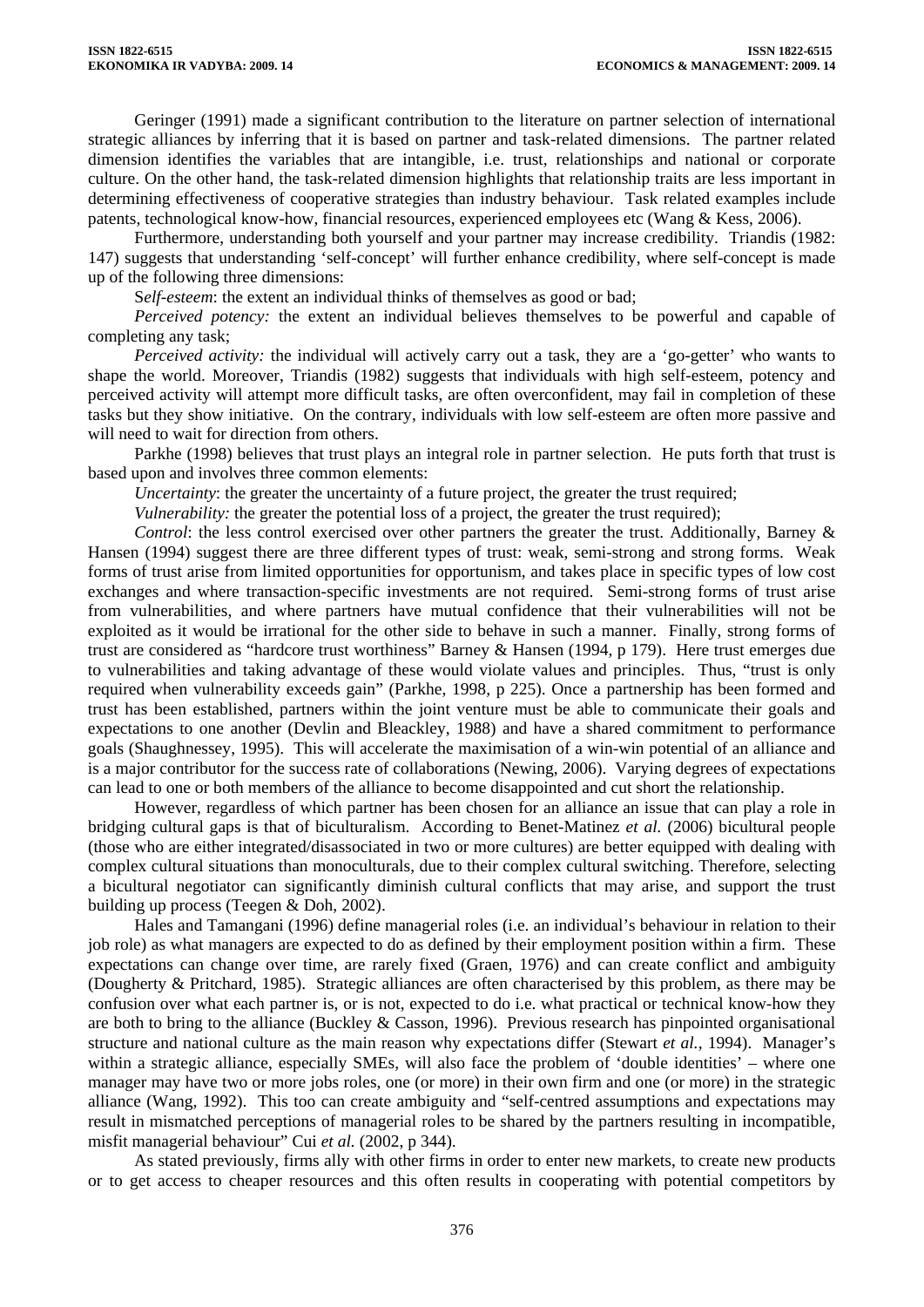Geringer (1991) made a significant contribution to the literature on partner selection of international strategic alliances by inferring that it is based on partner and task-related dimensions. The partner related dimension identifies the variables that are intangible, i.e. trust, relationships and national or corporate culture. On the other hand, the task-related dimension highlights that relationship traits are less important in determining effectiveness of cooperative strategies than industry behaviour. Task related examples include patents, technological know-how, financial resources, experienced employees etc (Wang & Kess, 2006).

Furthermore, understanding both yourself and your partner may increase credibility. Triandis (1982: 147) suggests that understanding 'self-concept' will further enhance credibility, where self-concept is made up of the following three dimensions:

S*elf-esteem*: the extent an individual thinks of themselves as good or bad;

*Perceived potency:* the extent an individual believes themselves to be powerful and capable of completing any task;

*Perceived activity:* the individual will actively carry out a task, they are a 'go-getter' who wants to shape the world. Moreover, Triandis (1982) suggests that individuals with high self-esteem, potency and perceived activity will attempt more difficult tasks, are often overconfident, may fail in completion of these tasks but they show initiative. On the contrary, individuals with low self-esteem are often more passive and will need to wait for direction from others.

Parkhe (1998) believes that trust plays an integral role in partner selection. He puts forth that trust is based upon and involves three common elements:

*Uncertainty*: the greater the uncertainty of a future project, the greater the trust required;

*Vulnerability:* the greater the potential loss of a project, the greater the trust required);

*Control*: the less control exercised over other partners the greater the trust. Additionally, Barney & Hansen (1994) suggest there are three different types of trust: weak, semi-strong and strong forms. Weak forms of trust arise from limited opportunities for opportunism, and takes place in specific types of low cost exchanges and where transaction-specific investments are not required. Semi-strong forms of trust arise from vulnerabilities, and where partners have mutual confidence that their vulnerabilities will not be exploited as it would be irrational for the other side to behave in such a manner. Finally, strong forms of trust are considered as "hardcore trust worthiness" Barney & Hansen (1994, p 179). Here trust emerges due to vulnerabilities and taking advantage of these would violate values and principles. Thus, "trust is only required when vulnerability exceeds gain" (Parkhe, 1998, p 225). Once a partnership has been formed and trust has been established, partners within the joint venture must be able to communicate their goals and expectations to one another (Devlin and Bleackley, 1988) and have a shared commitment to performance goals (Shaughnessey, 1995). This will accelerate the maximisation of a win-win potential of an alliance and is a major contributor for the success rate of collaborations (Newing, 2006). Varying degrees of expectations can lead to one or both members of the alliance to become disappointed and cut short the relationship.

However, regardless of which partner has been chosen for an alliance an issue that can play a role in bridging cultural gaps is that of biculturalism. According to Benet-Matinez *et al.* (2006) bicultural people (those who are either integrated/disassociated in two or more cultures) are better equipped with dealing with complex cultural situations than monoculturals, due to their complex cultural switching. Therefore, selecting a bicultural negotiator can significantly diminish cultural conflicts that may arise, and support the trust building up process (Teegen & Doh, 2002).

Hales and Tamangani (1996) define managerial roles (i.e. an individual's behaviour in relation to their job role) as what managers are expected to do as defined by their employment position within a firm. These expectations can change over time, are rarely fixed (Graen, 1976) and can create conflict and ambiguity (Dougherty & Pritchard, 1985). Strategic alliances are often characterised by this problem, as there may be confusion over what each partner is, or is not, expected to do i.e. what practical or technical know-how they are both to bring to the alliance (Buckley & Casson, 1996). Previous research has pinpointed organisational structure and national culture as the main reason why expectations differ (Stewart *et al.*, 1994). Manager's within a strategic alliance, especially SMEs, will also face the problem of 'double identities' – where one manager may have two or more jobs roles, one (or more) in their own firm and one (or more) in the strategic alliance (Wang, 1992). This too can create ambiguity and "self-centred assumptions and expectations may result in mismatched perceptions of managerial roles to be shared by the partners resulting in incompatible, misfit managerial behaviour" Cui *et al.* (2002, p 344).

As stated previously, firms ally with other firms in order to enter new markets, to create new products or to get access to cheaper resources and this often results in cooperating with potential competitors by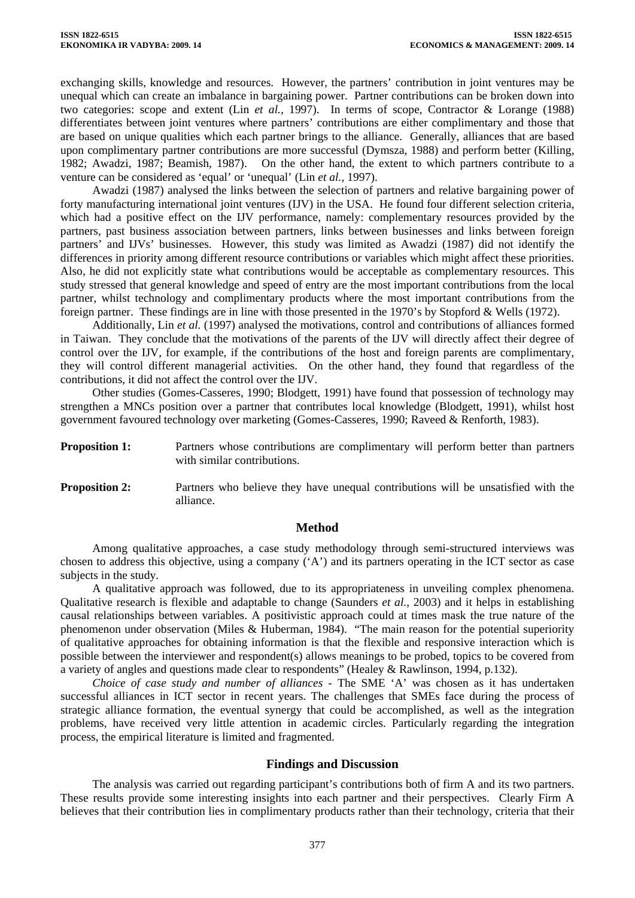exchanging skills, knowledge and resources. However, the partners' contribution in joint ventures may be unequal which can create an imbalance in bargaining power. Partner contributions can be broken down into two categories: scope and extent (Lin *et al.,* 1997). In terms of scope, Contractor & Lorange (1988) differentiates between joint ventures where partners' contributions are either complimentary and those that are based on unique qualities which each partner brings to the alliance. Generally, alliances that are based upon complimentary partner contributions are more successful (Dymsza, 1988) and perform better (Killing, 1982; Awadzi, 1987; Beamish, 1987). On the other hand, the extent to which partners contribute to a venture can be considered as 'equal' or 'unequal' (Lin *et al.,* 1997).

Awadzi (1987) analysed the links between the selection of partners and relative bargaining power of forty manufacturing international joint ventures (IJV) in the USA. He found four different selection criteria, which had a positive effect on the IJV performance, namely: complementary resources provided by the partners, past business association between partners, links between businesses and links between foreign partners' and IJVs' businesses. However, this study was limited as Awadzi (1987) did not identify the differences in priority among different resource contributions or variables which might affect these priorities. Also, he did not explicitly state what contributions would be acceptable as complementary resources. This study stressed that general knowledge and speed of entry are the most important contributions from the local partner, whilst technology and complimentary products where the most important contributions from the foreign partner. These findings are in line with those presented in the 1970's by Stopford & Wells (1972).

Additionally, Lin *et al.* (1997) analysed the motivations, control and contributions of alliances formed in Taiwan. They conclude that the motivations of the parents of the IJV will directly affect their degree of control over the IJV, for example, if the contributions of the host and foreign parents are complimentary, they will control different managerial activities. On the other hand, they found that regardless of the contributions, it did not affect the control over the IJV.

Other studies (Gomes-Casseres, 1990; Blodgett, 1991) have found that possession of technology may strengthen a MNCs position over a partner that contributes local knowledge (Blodgett, 1991), whilst host government favoured technology over marketing (Gomes-Casseres, 1990; Raveed & Renforth, 1983).

**Proposition 1:** Partners whose contributions are complimentary will perform better than partners with similar contributions.

**Proposition 2:** Partners who believe they have unequal contributions will be unsatisfied with the alliance.

## Method

Among qualitative approaches, a case study methodology through semi-structured interviews was chosen to address this objective, using a company ('A') and its partners operating in the ICT sector as case subjects in the study.

A qualitative approach was followed, due to its appropriateness in unveiling complex phenomena. Qualitative research is flexible and adaptable to change (Saunders *et al.,* 2003) and it helps in establishing causal relationships between variables. A positivistic approach could at times mask the true nature of the phenomenon under observation (Miles & Huberman, 1984). "The main reason for the potential superiority of qualitative approaches for obtaining information is that the flexible and responsive interaction which is possible between the interviewer and respondent(s) allows meanings to be probed, topics to be covered from a variety of angles and questions made clear to respondents" (Healey & Rawlinson, 1994, p.132).

*Choice of case study and number of alliances* - The SME 'A' was chosen as it has undertaken successful alliances in ICT sector in recent years. The challenges that SMEs face during the process of strategic alliance formation, the eventual synergy that could be accomplished, as well as the integration problems, have received very little attention in academic circles. Particularly regarding the integration process, the empirical literature is limited and fragmented.

## Findings and Discussion

The analysis was carried out regarding participant's contributions both of firm A and its two partners. These results provide some interesting insights into each partner and their perspectives. Clearly Firm A believes that their contribution lies in complimentary products rather than their technology, criteria that their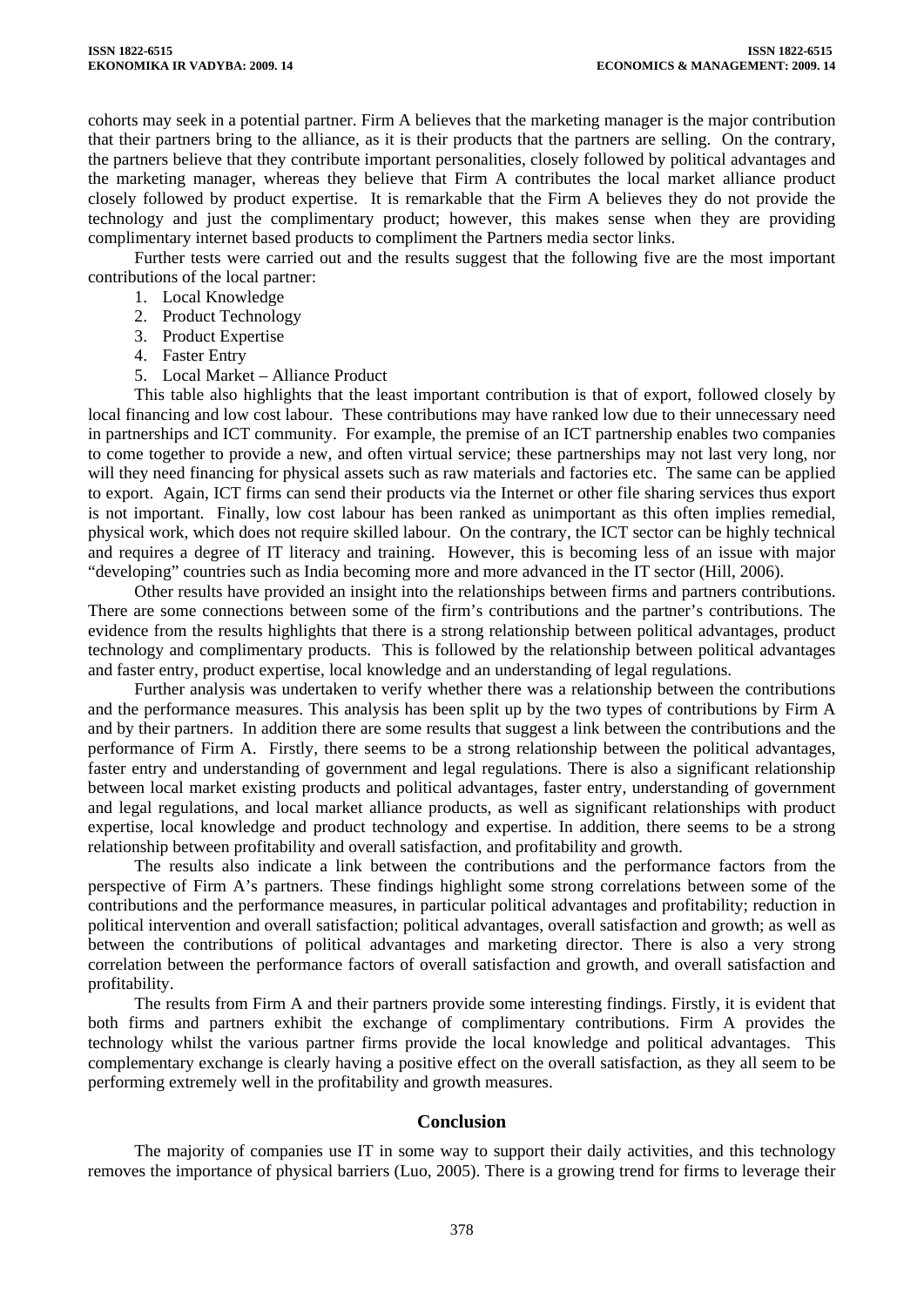cohorts may seek in a potential partner. Firm A believes that the marketing manager is the major contribution that their partners bring to the alliance, as it is their products that the partners are selling. On the contrary, the partners believe that they contribute important personalities, closely followed by political advantages and the marketing manager, whereas they believe that Firm A contributes the local market alliance product closely followed by product expertise. It is remarkable that the Firm A believes they do not provide the technology and just the complimentary product; however, this makes sense when they are providing complimentary internet based products to compliment the Partners media sector links.

Further tests were carried out and the results suggest that the following five are the most important contributions of the local partner:

1. Local Knowledge
2. Product Technology
3. Product Expertise
4. Faster Entry
5. Local Market – Alliance Product

This table also highlights that the least important contribution is that of export, followed closely by local financing and low cost labour. These contributions may have ranked low due to their unnecessary need in partnerships and ICT community. For example, the premise of an ICT partnership enables two companies to come together to provide a new, and often virtual service; these partnerships may not last very long, nor will they need financing for physical assets such as raw materials and factories etc. The same can be applied to export. Again, ICT firms can send their products via the Internet or other file sharing services thus export is not important. Finally, low cost labour has been ranked as unimportant as this often implies remedial, physical work, which does not require skilled labour. On the contrary, the ICT sector can be highly technical and requires a degree of IT literacy and training. However, this is becoming less of an issue with major "developing" countries such as India becoming more and more advanced in the IT sector (Hill, 2006).

Other results have provided an insight into the relationships between firms and partners contributions. There are some connections between some of the firm's contributions and the partner's contributions. The evidence from the results highlights that there is a strong relationship between political advantages, product technology and complimentary products. This is followed by the relationship between political advantages and faster entry, product expertise, local knowledge and an understanding of legal regulations.

Further analysis was undertaken to verify whether there was a relationship between the contributions and the performance measures. This analysis has been split up by the two types of contributions by Firm A and by their partners. In addition there are some results that suggest a link between the contributions and the performance of Firm A. Firstly, there seems to be a strong relationship between the political advantages, faster entry and understanding of government and legal regulations. There is also a significant relationship between local market existing products and political advantages, faster entry, understanding of government and legal regulations, and local market alliance products, as well as significant relationships with product expertise, local knowledge and product technology and expertise. In addition, there seems to be a strong relationship between profitability and overall satisfaction, and profitability and growth.

The results also indicate a link between the contributions and the performance factors from the perspective of Firm A's partners. These findings highlight some strong correlations between some of the contributions and the performance measures, in particular political advantages and profitability; reduction in political intervention and overall satisfaction; political advantages, overall satisfaction and growth; as well as between the contributions of political advantages and marketing director. There is also a very strong correlation between the performance factors of overall satisfaction and growth, and overall satisfaction and profitability.

The results from Firm A and their partners provide some interesting findings. Firstly, it is evident that both firms and partners exhibit the exchange of complimentary contributions. Firm A provides the technology whilst the various partner firms provide the local knowledge and political advantages. This complementary exchange is clearly having a positive effect on the overall satisfaction, as they all seem to be performing extremely well in the profitability and growth measures.

## Conclusion

The majority of companies use IT in some way to support their daily activities, and this technology removes the importance of physical barriers (Luo, 2005). There is a growing trend for firms to leverage their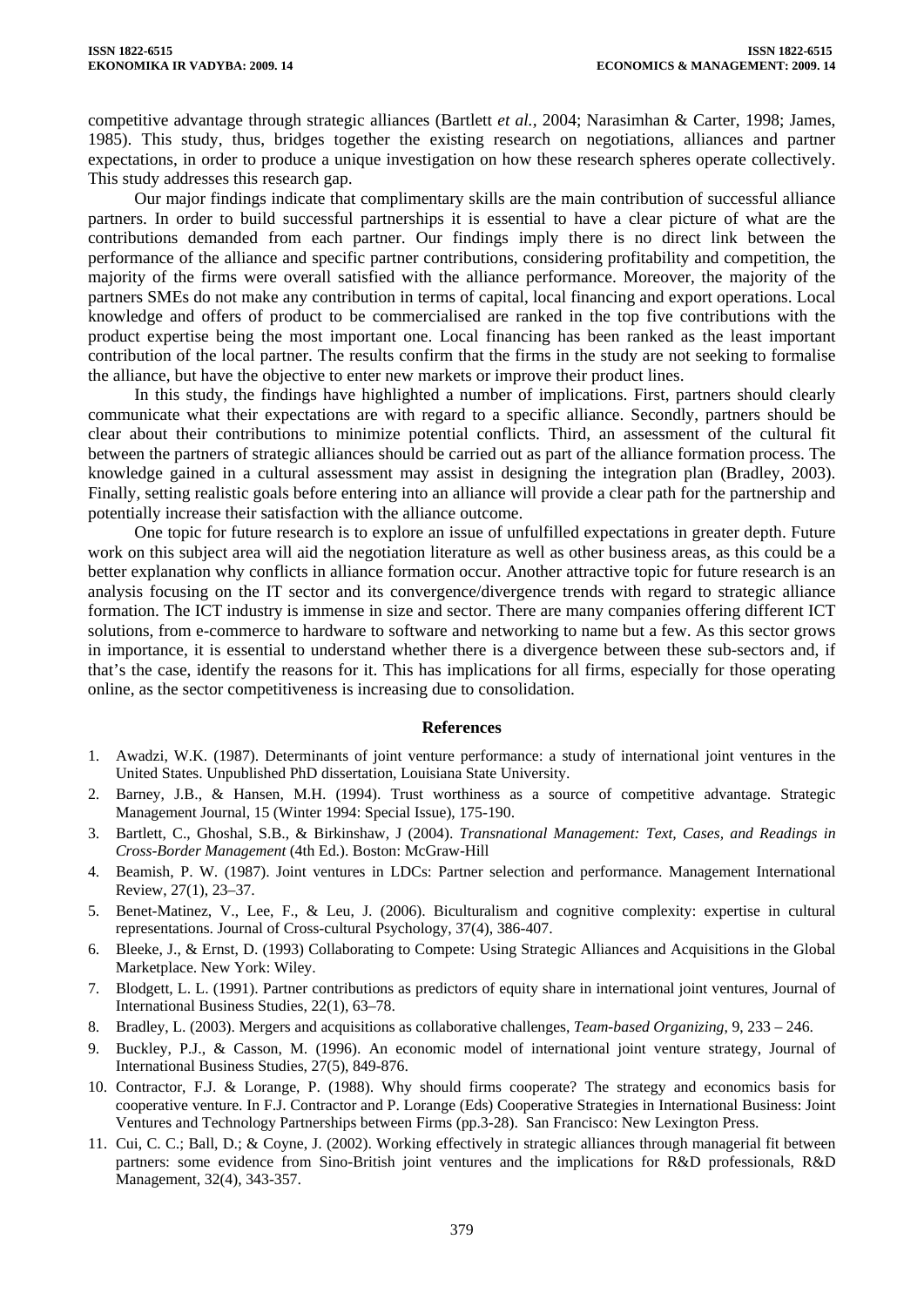competitive advantage through strategic alliances (Bartlett *et al.,* 2004; Narasimhan & Carter, 1998; James, 1985). This study, thus, bridges together the existing research on negotiations, alliances and partner expectations, in order to produce a unique investigation on how these research spheres operate collectively. This study addresses this research gap.

Our major findings indicate that complimentary skills are the main contribution of successful alliance partners. In order to build successful partnerships it is essential to have a clear picture of what are the contributions demanded from each partner. Our findings imply there is no direct link between the performance of the alliance and specific partner contributions, considering profitability and competition, the majority of the firms were overall satisfied with the alliance performance. Moreover, the majority of the partners SMEs do not make any contribution in terms of capital, local financing and export operations. Local knowledge and offers of product to be commercialised are ranked in the top five contributions with the product expertise being the most important one. Local financing has been ranked as the least important contribution of the local partner. The results confirm that the firms in the study are not seeking to formalise the alliance, but have the objective to enter new markets or improve their product lines.

In this study, the findings have highlighted a number of implications. First, partners should clearly communicate what their expectations are with regard to a specific alliance. Secondly, partners should be clear about their contributions to minimize potential conflicts. Third, an assessment of the cultural fit between the partners of strategic alliances should be carried out as part of the alliance formation process. The knowledge gained in a cultural assessment may assist in designing the integration plan (Bradley, 2003). Finally, setting realistic goals before entering into an alliance will provide a clear path for the partnership and potentially increase their satisfaction with the alliance outcome.

One topic for future research is to explore an issue of unfulfilled expectations in greater depth. Future work on this subject area will aid the negotiation literature as well as other business areas, as this could be a better explanation why conflicts in alliance formation occur. Another attractive topic for future research is an analysis focusing on the IT sector and its convergence/divergence trends with regard to strategic alliance formation. The ICT industry is immense in size and sector. There are many companies offering different ICT solutions, from e-commerce to hardware to software and networking to name but a few. As this sector grows in importance, it is essential to understand whether there is a divergence between these sub-sectors and, if that's the case, identify the reasons for it. This has implications for all firms, especially for those operating online, as the sector competitiveness is increasing due to consolidation.

## References

1. Awadzi, W.K. (1987). Determinants of joint venture performance: a study of international joint ventures in the United States. Unpublished PhD dissertation, Louisiana State University.
2. Barney, J.B., & Hansen, M.H. (1994). Trust worthiness as a source of competitive advantage. Strategic Management Journal, 15 (Winter 1994: Special Issue), 175-190.
3. Bartlett, C., Ghoshal, S.B., & Birkinshaw, J (2004). *Transnational Management: Text, Cases, and Readings in Cross-Border Management* (4th Ed.). Boston: McGraw-Hill
4. Beamish, P. W. (1987). Joint ventures in LDCs: Partner selection and performance. Management International Review, 27(1), 23–37.
5. Benet-Matinez, V., Lee, F., & Leu, J. (2006). Biculturalism and cognitive complexity: expertise in cultural representations. Journal of Cross-cultural Psychology, 37(4), 386-407.
6. Bleeke, J., & Ernst, D. (1993) Collaborating to Compete: Using Strategic Alliances and Acquisitions in the Global Marketplace. New York: Wiley.
7. Blodgett, L. L. (1991). Partner contributions as predictors of equity share in international joint ventures, Journal of International Business Studies, 22(1), 63–78.
8. Bradley, L. (2003). Mergers and acquisitions as collaborative challenges, *Team-based Organizing,* 9, 233 – 246.
9. Buckley, P.J., & Casson, M. (1996). An economic model of international joint venture strategy, Journal of International Business Studies, 27(5), 849-876.
10. Contractor, F.J. & Lorange, P. (1988). Why should firms cooperate? The strategy and economics basis for cooperative venture. In F.J. Contractor and P. Lorange (Eds) Cooperative Strategies in International Business: Joint Ventures and Technology Partnerships between Firms (pp.3-28). San Francisco: New Lexington Press.
11. Cui, C. C.; Ball, D.; & Coyne, J. (2002). Working effectively in strategic alliances through managerial fit between partners: some evidence from Sino-British joint ventures and the implications for R&D professionals, R&D Management, 32(4), 343-357.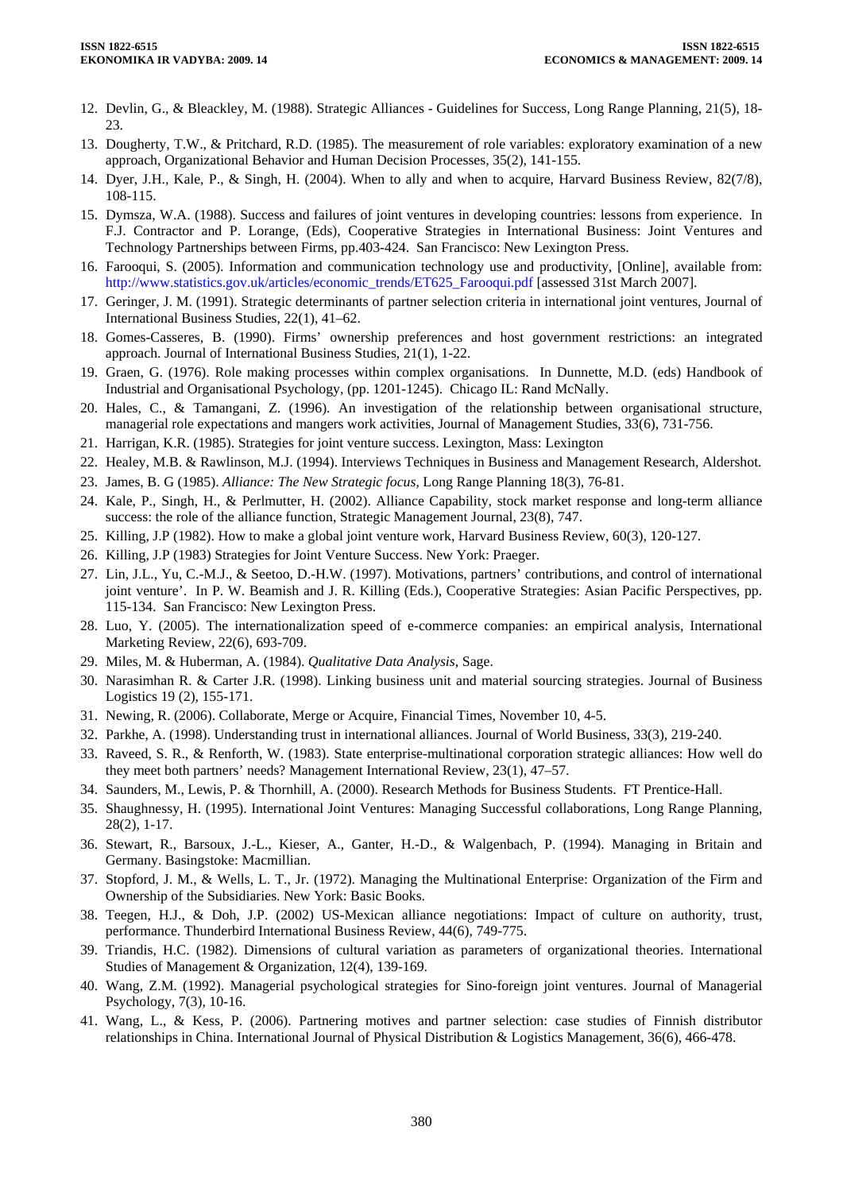12. Devlin, G., & Bleackley, M. (1988). Strategic Alliances - Guidelines for Success, Long Range Planning, 21(5), 18-23.
13. Dougherty, T.W., & Pritchard, R.D. (1985). The measurement of role variables: exploratory examination of a new approach, Organizational Behavior and Human Decision Processes, 35(2), 141-155.
14. Dyer, J.H., Kale, P., & Singh, H. (2004). When to ally and when to acquire, Harvard Business Review, 82(7/8), 108-115.
15. Dymsza, W.A. (1988). Success and failures of joint ventures in developing countries: lessons from experience. In F.J. Contractor and P. Lorange, (Eds), Cooperative Strategies in International Business: Joint Ventures and Technology Partnerships between Firms, pp.403-424. San Francisco: New Lexington Press.
16. Farooqui, S. (2005). Information and communication technology use and productivity, [Online], available from: http://www.statistics.gov.uk/articles/economic_trends/ET625_Farooqui.pdf [assessed 31st March 2007].
17. Geringer, J. M. (1991). Strategic determinants of partner selection criteria in international joint ventures, Journal of International Business Studies, 22(1), 41–62.
18. Gomes-Casseres, B. (1990). Firms' ownership preferences and host government restrictions: an integrated approach. Journal of International Business Studies, 21(1), 1-22.
19. Graen, G. (1976). Role making processes within complex organisations. In Dunnette, M.D. (eds) Handbook of Industrial and Organisational Psychology, (pp. 1201-1245). Chicago IL: Rand McNally.
20. Hales, C., & Tamangani, Z. (1996). An investigation of the relationship between organisational structure, managerial role expectations and mangers work activities, Journal of Management Studies, 33(6), 731-756.
21. Harrigan, K.R. (1985). Strategies for joint venture success. Lexington, Mass: Lexington
22. Healey, M.B. & Rawlinson, M.J. (1994). Interviews Techniques in Business and Management Research, Aldershot.
23. James, B. G (1985). *Alliance: The New Strategic focus,* Long Range Planning 18(3), 76-81.
24. Kale, P., Singh, H., & Perlmutter, H. (2002). Alliance Capability, stock market response and long-term alliance success: the role of the alliance function, Strategic Management Journal, 23(8), 747.
25. Killing, J.P (1982). How to make a global joint venture work, Harvard Business Review, 60(3), 120-127.
26. Killing, J.P (1983) Strategies for Joint Venture Success. New York: Praeger.
27. Lin, J.L., Yu, C.-M.J., & Seetoo, D.-H.W. (1997). Motivations, partners' contributions, and control of international joint venture'. In P. W. Beamish and J. R. Killing (Eds.), Cooperative Strategies: Asian Pacific Perspectives, pp. 115-134. San Francisco: New Lexington Press.
28. Luo, Y. (2005). The internationalization speed of e-commerce companies: an empirical analysis, International Marketing Review, 22(6), 693-709.
29. Miles, M. & Huberman, A. (1984). *Qualitative Data Analysis*, Sage.
30. Narasimhan R. & Carter J.R. (1998). Linking business unit and material sourcing strategies. Journal of Business Logistics 19 (2), 155-171.
31. Newing, R. (2006). Collaborate, Merge or Acquire, Financial Times, November 10, 4-5.
32. Parkhe, A. (1998). Understanding trust in international alliances. Journal of World Business, 33(3), 219-240.
33. Raveed, S. R., & Renforth, W. (1983). State enterprise-multinational corporation strategic alliances: How well do they meet both partners' needs? Management International Review, 23(1), 47–57.
34. Saunders, M., Lewis, P. & Thornhill, A. (2000). Research Methods for Business Students. FT Prentice-Hall.
35. Shaughnessy, H. (1995). International Joint Ventures: Managing Successful collaborations, Long Range Planning, 28(2), 1-17.
36. Stewart, R., Barsoux, J.-L., Kieser, A., Ganter, H.-D., & Walgenbach, P. (1994). Managing in Britain and Germany. Basingstoke: Macmillian.
37. Stopford, J. M., & Wells, L. T., Jr. (1972). Managing the Multinational Enterprise: Organization of the Firm and Ownership of the Subsidiaries. New York: Basic Books.
38. Teegen, H.J., & Doh, J.P. (2002) US-Mexican alliance negotiations: Impact of culture on authority, trust, performance. Thunderbird International Business Review, 44(6), 749-775.
39. Triandis, H.C. (1982). Dimensions of cultural variation as parameters of organizational theories. International Studies of Management & Organization, 12(4), 139-169.
40. Wang, Z.M. (1992). Managerial psychological strategies for Sino-foreign joint ventures. Journal of Managerial Psychology, 7(3), 10-16.
41. Wang, L., & Kess, P. (2006). Partnering motives and partner selection: case studies of Finnish distributor relationships in China. International Journal of Physical Distribution & Logistics Management, 36(6), 466-478.